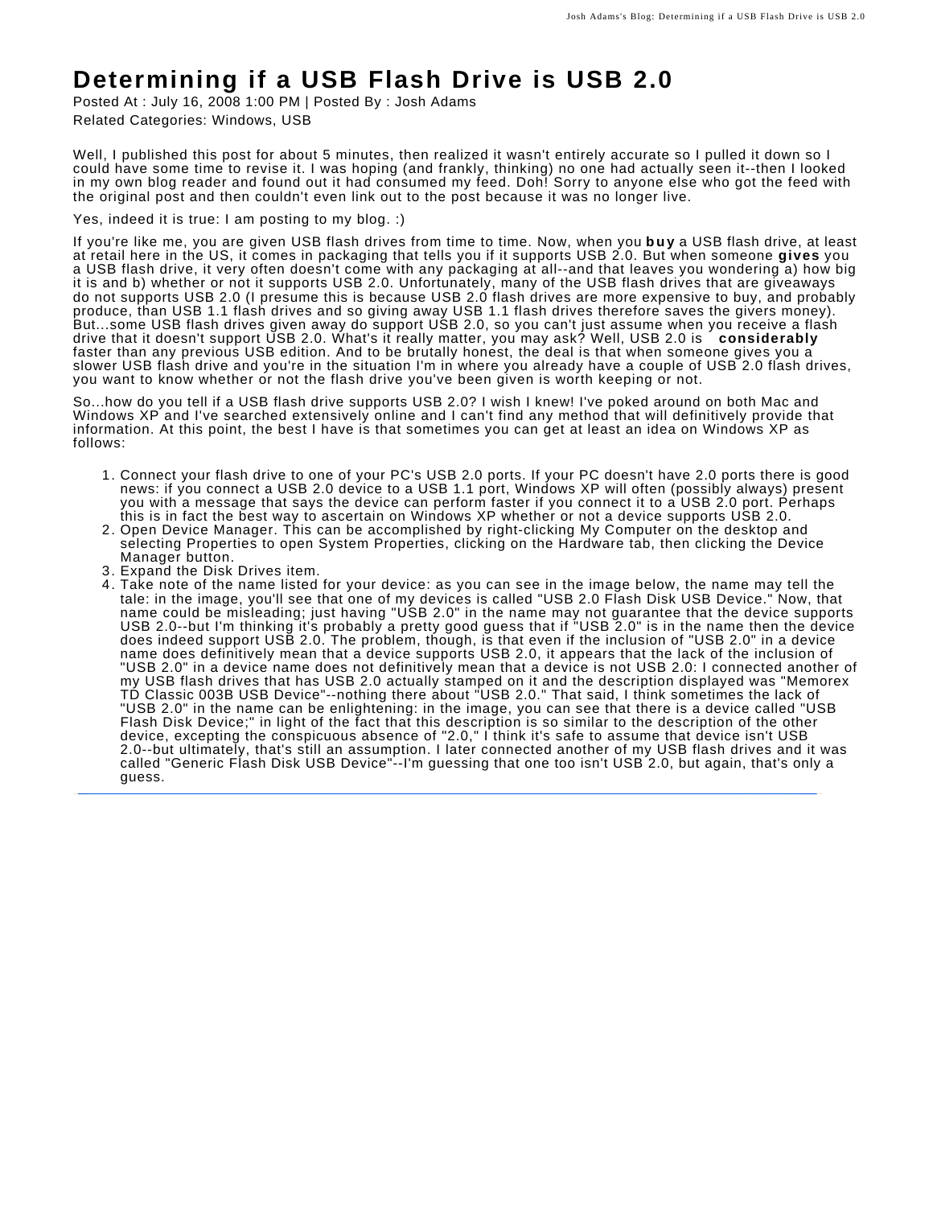# Determining if a USB Flash Drive is USB 2.0

Posted At : July 16, 2008 1:00 PM | Posted By : Josh Adams

Related Categories: Windows, USB

Well, I published this post for about 5 minutes, then realized it wasn't entirely accurate so I pulled it down so I could have some time to revise it. I was hoping (and frankly, thinking) no one had actually seen it--then I looked in my own blog reader and found out it had consumed my feed. Doh! Sorry to anyone else who got the feed with the original post and then couldn't even link out to the post because it was no longer live.

Yes, indeed it is true: I am posting to my blog. :)

If you're like me, you are given USB flash drives from time to time. Now, when you **buy** a USB flash drive, at least at retail here in the US, it comes in packaging that tells you if it supports USB 2.0. But when someone **gives** you a USB flash drive, it very often doesn't come with any packaging at all--and that leaves you wondering a) how big it is and b) whether or not it supports USB 2.0. Unfortunately, many of the USB flash drives that are giveaways do not supports USB 2.0 (I presume this is because USB 2.0 flash drives are more expensive to buy, and probably produce, than USB 1.1 flash drives and so giving away USB 1.1 flash drives therefore saves the givers money). But...some USB flash drives given away do support USB 2.0, so you can't just assume when you receive a flash drive that it doesn't support USB 2.0. What's it really matter, you may ask? Well, USB 2.0 is **considerably** faster than any previous USB edition. And to be brutally honest, the deal is that when someone gives you a slower USB flash drive and you're in the situation I'm in where you already have a couple of USB 2.0 flash drives, you want to know whether or not the flash drive you've been given is worth keeping or not.

So...how do you tell if a USB flash drive supports USB 2.0? I wish I knew! I've poked around on both Mac and Windows XP and I've searched extensively online and I can't find any method that will definitively provide that information. At this point, the best I have is that sometimes you can get at least an idea on Windows XP as follows:

1. Connect your flash drive to one of your PC's USB 2.0 ports. If your PC doesn't have 2.0 ports there is good news: if you connect a USB 2.0 device to a USB 1.1 port, Windows XP will often (possibly always) present you with a message that says the device can perform faster if you connect it to a USB 2.0 port. Perhaps this is in fact the best way to ascertain on Windows XP whether or not a device supports USB 2.0.
2. Open Device Manager. This can be accomplished by right-clicking My Computer on the desktop and selecting Properties to open System Properties, clicking on the Hardware tab, then clicking the Device Manager button.
3. Expand the Disk Drives item.
4. Take note of the name listed for your device: as you can see in the image below, the name may tell the tale: in the image, you'll see that one of my devices is called "USB 2.0 Flash Disk USB Device." Now, that name could be misleading; just having "USB 2.0" in the name may not guarantee that the device supports USB 2.0--but I'm thinking it's probably a pretty good guess that if "USB 2.0" is in the name then the device does indeed support USB 2.0. The problem, though, is that even if the inclusion of "USB 2.0" in a device name does definitively mean that a device supports USB 2.0, it appears that the lack of the inclusion of "USB 2.0" in a device name does not definitively mean that a device is not USB 2.0: I connected another of my USB flash drives that has USB 2.0 actually stamped on it and the description displayed was "Memorex TD Classic 003B USB Device"--nothing there about "USB 2.0." That said, I think sometimes the lack of "USB 2.0" in the name can be enlightening: in the image, you can see that there is a device called "USB Flash Disk Device;" in light of the fact that this description is so similar to the description of the other device, excepting the conspicuous absence of "2.0," I think it's safe to assume that device isn't USB 2.0--but ultimately, that's still an assumption. I later connected another of my USB flash drives and it was called "Generic Flash Disk USB Device"--I'm guessing that one too isn't USB 2.0, but again, that's only a guess.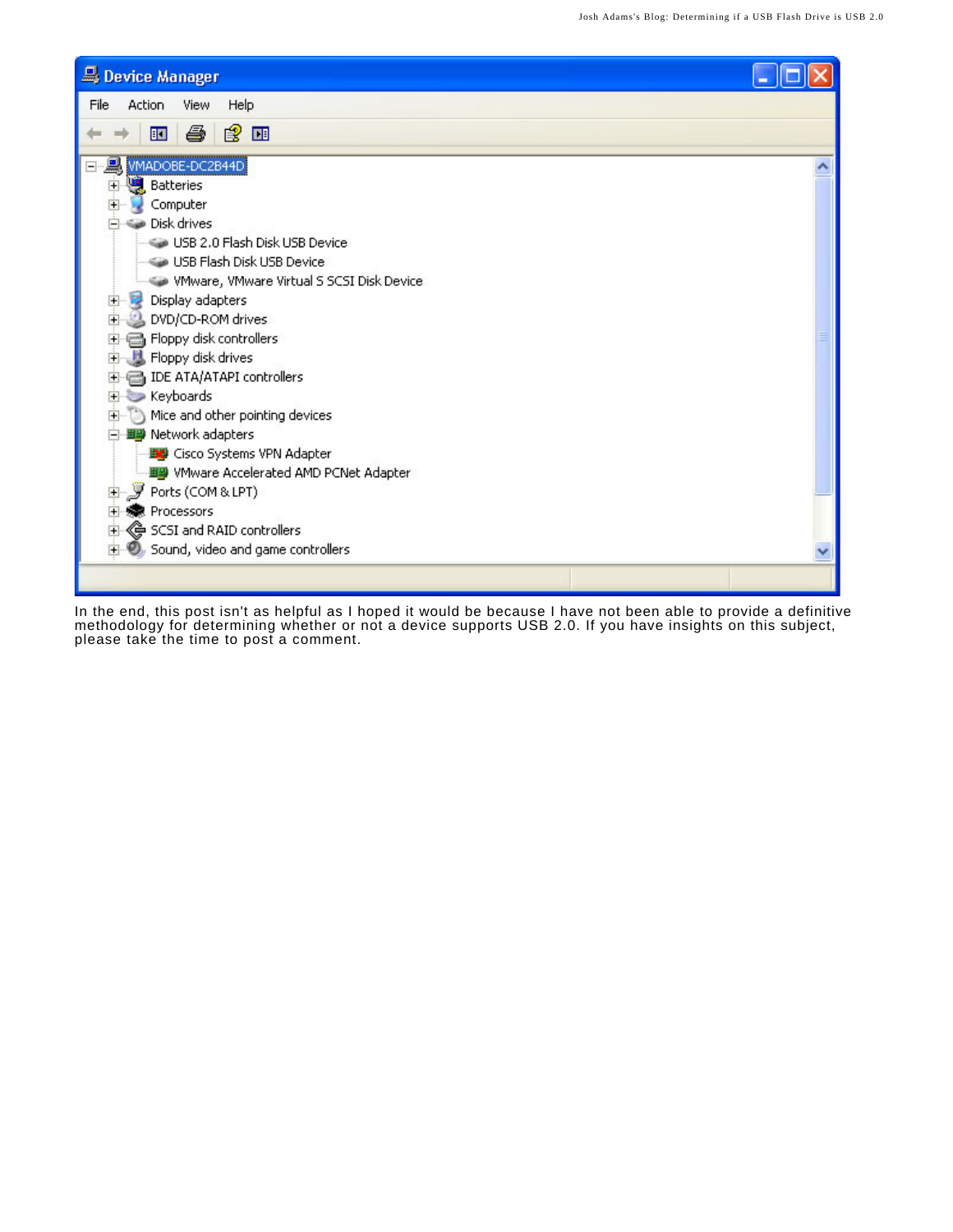In the end, this post isn't as helpful as I hoped it would be because I have not been able to provide a definitive methodology for determining whether or not a device supports USB 2.0. If you have insights on this subject, please take the time to post a comment.